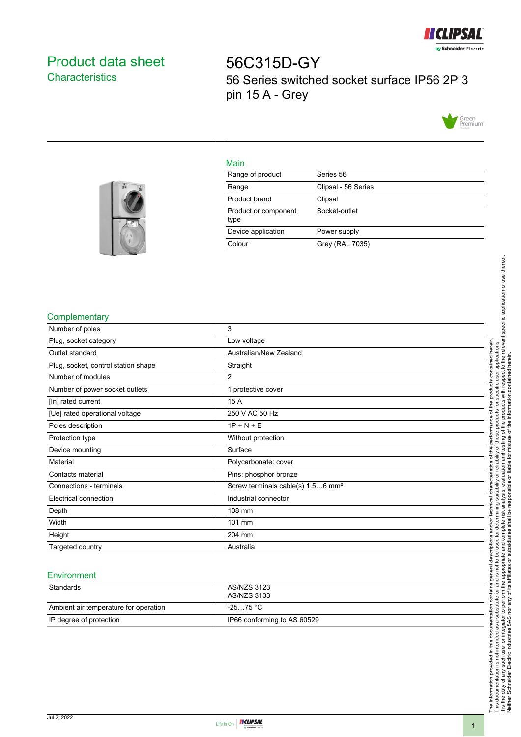# Product data sheet

## Characteristics

# 56C315D-GY

56 Series switched socket surface IP56 2P 3 pin 15 A - Grey

## Main

| | |
|---|---|
| Range of product | Series 56 |
| Range | Clipsal - 56 Series |
| Product brand | Clipsal |
| Product or component type | Socket-outlet |
| Device application | Power supply |
| Colour | Grey (RAL 7035) |

## Complementary

| | |
|---|---|
| Number of poles | 3 |
| Plug, socket category | Low voltage |
| Outlet standard | Australian/New Zealand |
| Plug, socket, control station shape | Straight |
| Number of modules | 2 |
| Number of power socket outlets | 1 protective cover |
| [In] rated current | 15 A |
| [Ue] rated operational voltage | 250 V AC 50 Hz |
| Poles description | 1P + N + E |
| Protection type | Without protection |
| Device mounting | Surface |
| Material | Polycarbonate: cover |
| Contacts material | Pins: phosphor bronze |
| Connections - terminals | Screw terminals cable(s) 1.5…6 mm² |
| Electrical connection | Industrial connector |
| Depth | 108 mm |
| Width | 101 mm |
| Height | 204 mm |
| Targeted country | Australia |

## Environment

| | |
|---|---|
| Standards | AS/NZS 3123<br>AS/NZS 3133 |
| Ambient air temperature for operation | -25…75 °C |
| IP degree of protection | IP66 conforming to AS 60529 |

The information provided in this documentation contains general descriptions and/or technical characteristics of the performance of the products contained herein.
This documentation is not intended as a substitute for and is not to be used for determining suitability or reliability of these products for specific user applications.
It is the duty of any such user or integrator to perform the appropriate and complete risk analysis, evaluation and testing of the products with respect to the relevant specific application or use thereof.
Neither Schneider Electric Industries SAS nor any of its affiliates or subsidiaries shall be responsible or liable for misuse of the information contained herein.

Jul 2, 2022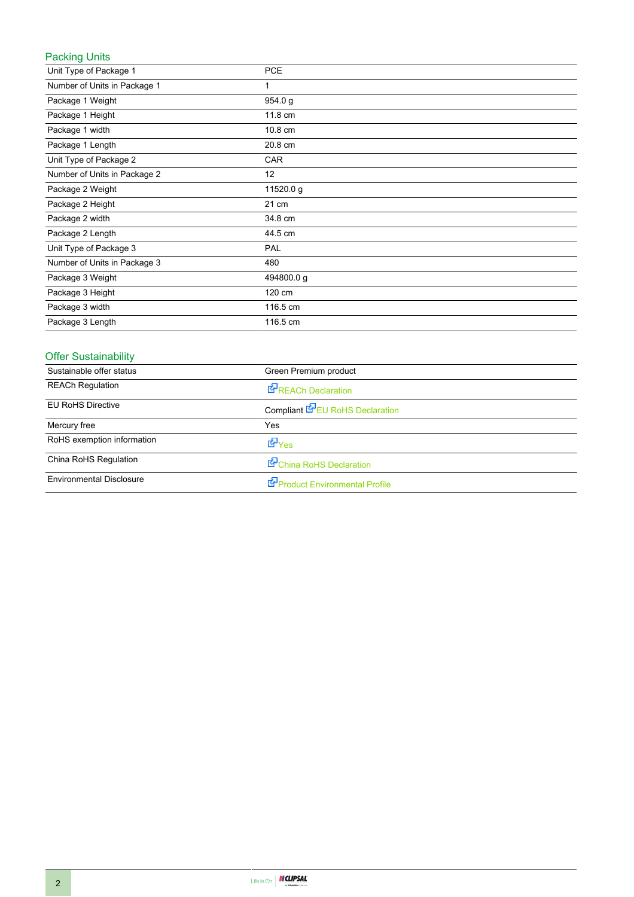## Packing Units

| | |
|---|---|
| Unit Type of Package 1 | PCE |
| Number of Units in Package 1 | 1 |
| Package 1 Weight | 954.0 g |
| Package 1 Height | 11.8 cm |
| Package 1 width | 10.8 cm |
| Package 1 Length | 20.8 cm |
| Unit Type of Package 2 | CAR |
| Number of Units in Package 2 | 12 |
| Package 2 Weight | 11520.0 g |
| Package 2 Height | 21 cm |
| Package 2 width | 34.8 cm |
| Package 2 Length | 44.5 cm |
| Unit Type of Package 3 | PAL |
| Number of Units in Package 3 | 480 |
| Package 3 Weight | 494800.0 g |
| Package 3 Height | 120 cm |
| Package 3 width | 116.5 cm |
| Package 3 Length | 116.5 cm |

## Offer Sustainability

| | |
|---|---|
| Sustainable offer status | Green Premium product |
| REACh Regulation | REACh Declaration |
| EU RoHS Directive | Compliant EU RoHS Declaration |
| Mercury free | Yes |
| RoHS exemption information | Yes |
| China RoHS Regulation | China RoHS Declaration |
| Environmental Disclosure | Product Environmental Profile |